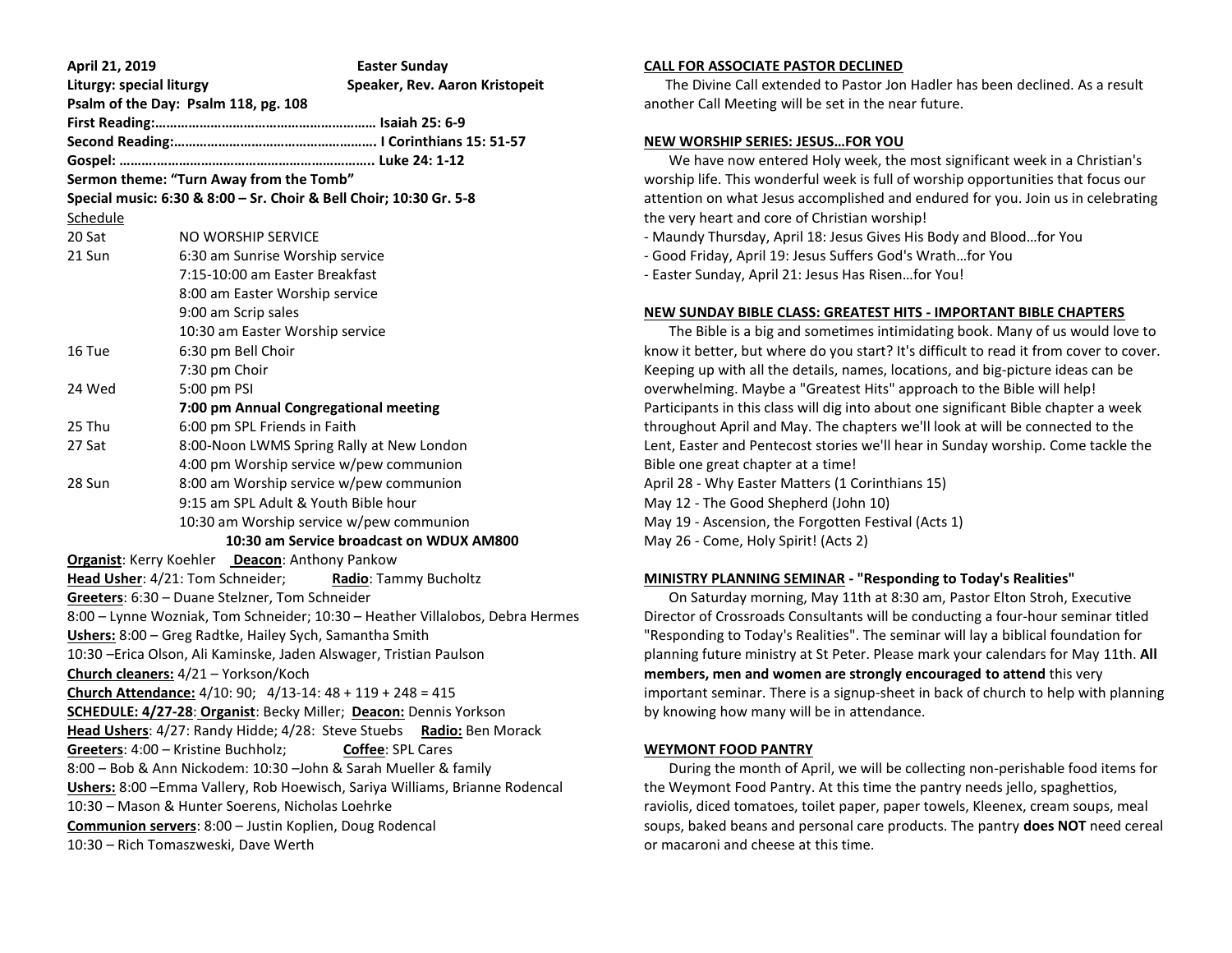**April 21, 2019** **Easter Sunday**

**Liturgy: special liturgy** **Speaker, Rev. Aaron Kristopeit**

**Psalm of the Day: Psalm 118, pg. 108**

**First Reading:…………………………………………………… Isaiah 25: 6-9**

**Second Reading:………………………………………………. I Corinthians 15: 51-57**

**Gospel: …….………………………………………………….. Luke 24: 1-12**

**Sermon theme: "Turn Away from the Tomb"**

**Special music: 6:30 & 8:00 – Sr. Choir & Bell Choir; 10:30 Gr. 5-8**

Schedule

| | |
|---|---|
| 20 Sat | NO WORSHIP SERVICE |
| 21 Sun | 6:30 am Sunrise Worship service |
| | 7:15-10:00 am Easter Breakfast |
| | 8:00 am Easter Worship service |
| | 9:00 am Scrip sales |
| | 10:30 am Easter Worship service |
| 16 Tue | 6:30 pm Bell Choir |
| | 7:30 pm Choir |
| 24 Wed | 5:00 pm PSI |
| | **7:00 pm Annual Congregational meeting** |
| 25 Thu | 6:00 pm SPL Friends in Faith |
| 27 Sat | 8:00-Noon LWMS Spring Rally at New London |
| | 4:00 pm Worship service w/pew communion |
| 28 Sun | 8:00 am Worship service w/pew communion |
| | 9:15 am SPL Adult & Youth Bible hour |
| | 10:30 am Worship service w/pew communion |

**10:30 am Service broadcast on WDUX AM800**

**Organist**: Kerry Koehler **Deacon**: Anthony Pankow

**Head Usher**: 4/21: Tom Schneider; **Radio**: Tammy Bucholtz

**Greeters**: 6:30 – Duane Stelzner, Tom Schneider

8:00 – Lynne Wozniak, Tom Schneider; 10:30 – Heather Villalobos, Debra Hermes

**Ushers:** 8:00 – Greg Radtke, Hailey Sych, Samantha Smith

10:30 –Erica Olson, Ali Kaminske, Jaden Alswager, Tristian Paulson

**Church cleaners:** 4/21 – Yorkson/Koch

**Church Attendance:** 4/10: 90; 4/13-14: 48 + 119 + 248 = 415

**SCHEDULE: 4/27-28**: **Organist**: Becky Miller; **Deacon:** Dennis Yorkson

**Head Ushers**: 4/27: Randy Hidde; 4/28: Steve Stuebs **Radio:** Ben Morack

**Greeters**: 4:00 – Kristine Buchholz; **Coffee**: SPL Cares

8:00 – Bob & Ann Nickodem: 10:30 –John & Sarah Mueller & family

**Ushers:** 8:00 –Emma Vallery, Rob Hoewisch, Sariya Williams, Brianne Rodencal

10:30 – Mason & Hunter Soerens, Nicholas Loehrke

**Communion servers**: 8:00 – Justin Koplien, Doug Rodencal

10:30 – Rich Tomaszweski, Dave Werth

## CALL FOR ASSOCIATE PASTOR DECLINED

The Divine Call extended to Pastor Jon Hadler has been declined. As a result another Call Meeting will be set in the near future.

## NEW WORSHIP SERIES: JESUS…FOR YOU

We have now entered Holy week, the most significant week in a Christian's worship life. This wonderful week is full of worship opportunities that focus our attention on what Jesus accomplished and endured for you. Join us in celebrating the very heart and core of Christian worship!

- Maundy Thursday, April 18: Jesus Gives His Body and Blood…for You
- Good Friday, April 19: Jesus Suffers God's Wrath…for You
- Easter Sunday, April 21: Jesus Has Risen…for You!

## NEW SUNDAY BIBLE CLASS: GREATEST HITS - IMPORTANT BIBLE CHAPTERS

The Bible is a big and sometimes intimidating book. Many of us would love to know it better, but where do you start? It's difficult to read it from cover to cover. Keeping up with all the details, names, locations, and big-picture ideas can be overwhelming. Maybe a "Greatest Hits" approach to the Bible will help! Participants in this class will dig into about one significant Bible chapter a week throughout April and May. The chapters we'll look at will be connected to the Lent, Easter and Pentecost stories we'll hear in Sunday worship. Come tackle the Bible one great chapter at a time!

April 28 - Why Easter Matters (1 Corinthians 15)
May 12 - The Good Shepherd (John 10)
May 19 - Ascension, the Forgotten Festival (Acts 1)
May 26 - Come, Holy Spirit! (Acts 2)

## MINISTRY PLANNING SEMINAR - "Responding to Today's Realities"

On Saturday morning, May 11th at 8:30 am, Pastor Elton Stroh, Executive Director of Crossroads Consultants will be conducting a four-hour seminar titled "Responding to Today's Realities". The seminar will lay a biblical foundation for planning future ministry at St Peter. Please mark your calendars for May 11th. **All members, men and women are strongly encouraged to attend** this very important seminar. There is a signup-sheet in back of church to help with planning by knowing how many will be in attendance.

## WEYMONT FOOD PANTRY

During the month of April, we will be collecting non-perishable food items for the Weymont Food Pantry. At this time the pantry needs jello, spaghettios, raviolis, diced tomatoes, toilet paper, paper towels, Kleenex, cream soups, meal soups, baked beans and personal care products. The pantry **does NOT** need cereal or macaroni and cheese at this time.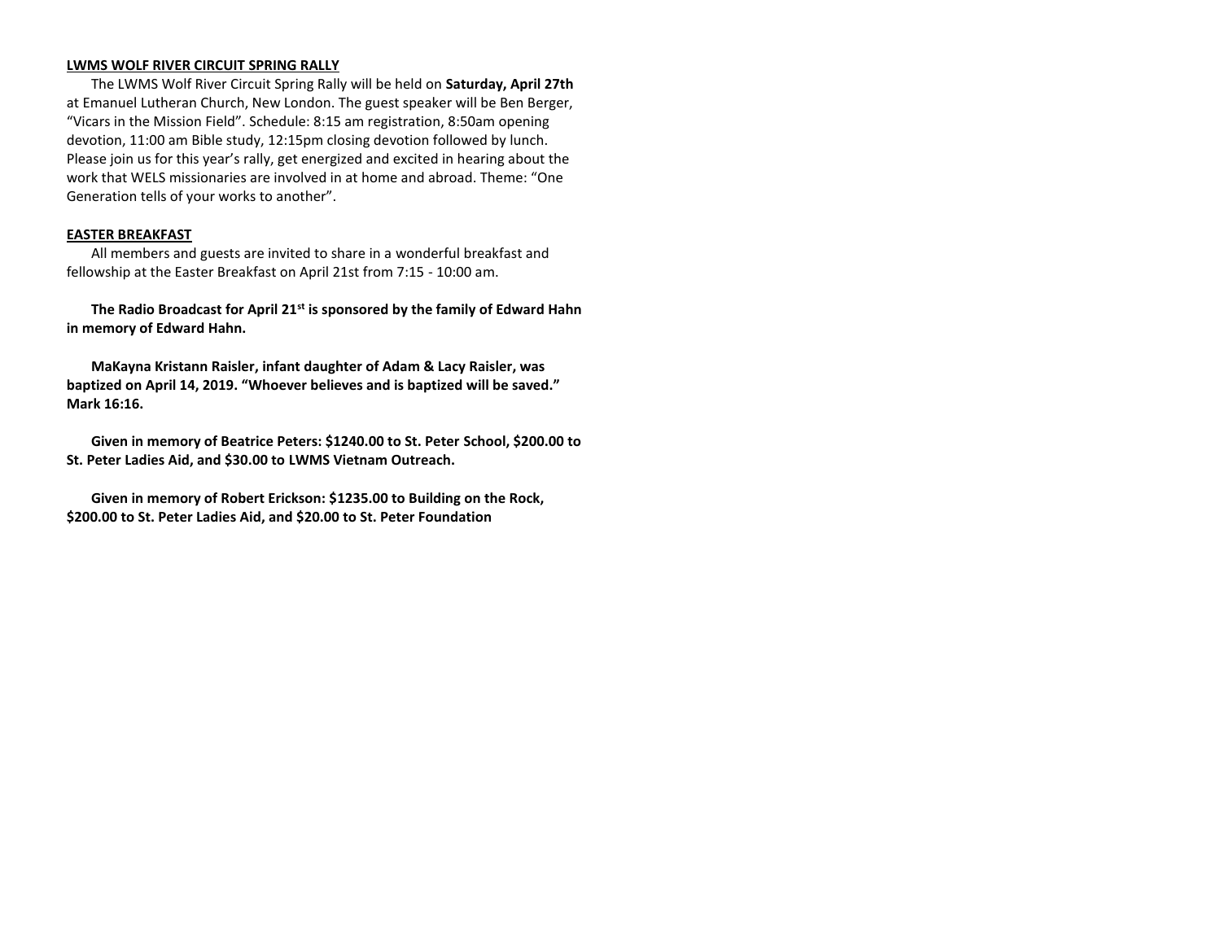**LWMS WOLF RIVER CIRCUIT SPRING RALLY**

The LWMS Wolf River Circuit Spring Rally will be held on **Saturday, April 27th** at Emanuel Lutheran Church, New London. The guest speaker will be Ben Berger, "Vicars in the Mission Field". Schedule: 8:15 am registration, 8:50am opening devotion, 11:00 am Bible study, 12:15pm closing devotion followed by lunch. Please join us for this year's rally, get energized and excited in hearing about the work that WELS missionaries are involved in at home and abroad. Theme: "One Generation tells of your works to another".

**EASTER BREAKFAST**

All members and guests are invited to share in a wonderful breakfast and fellowship at the Easter Breakfast on April 21st from 7:15 - 10:00 am.

**The Radio Broadcast for April 21st is sponsored by the family of Edward Hahn in memory of Edward Hahn.**

**MaKayna Kristann Raisler, infant daughter of Adam & Lacy Raisler, was baptized on April 14, 2019. "Whoever believes and is baptized will be saved." Mark 16:16.**

**Given in memory of Beatrice Peters: $1240.00 to St. Peter School, $200.00 to St. Peter Ladies Aid, and $30.00 to LWMS Vietnam Outreach.**

**Given in memory of Robert Erickson: $1235.00 to Building on the Rock, $200.00 to St. Peter Ladies Aid, and $20.00 to St. Peter Foundation**